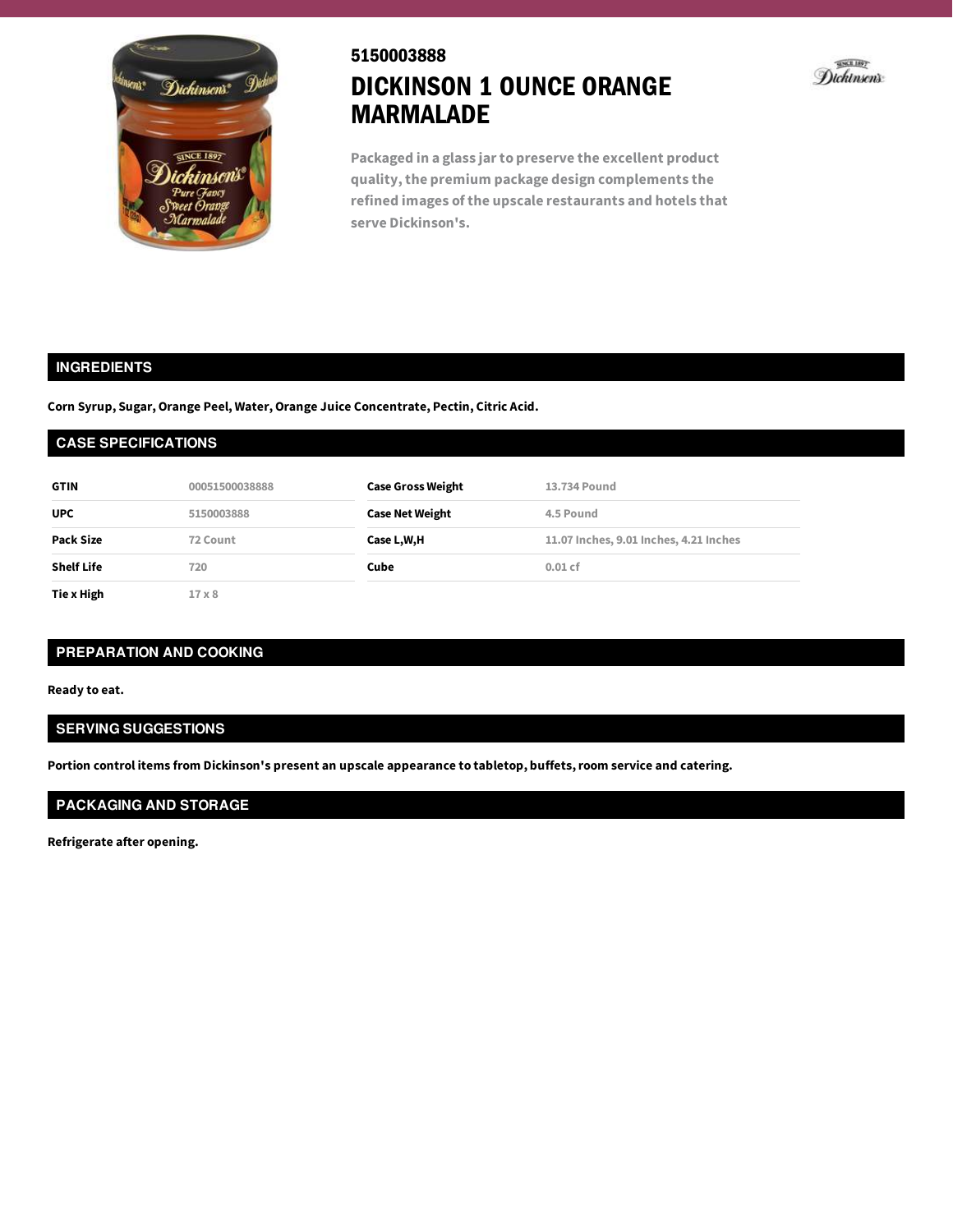5150003888

# DICKINSON 1 OUNCE ORANGE MARMALADE

Packaged in a glass jar to preserve the excellent product quality, the premium package design complements the refined images of the upscale restaurants and hotels that serve Dickinson's.

## INGREDIENTS

**Corn Syrup, Sugar, Orange Peel, Water, Orange Juice Concentrate, Pectin, Citric Acid.**

## CASE SPECIFICATIONS

| | | | |
|---|---|---|---|
| **GTIN** | 00051500038888 | **Case Gross Weight** | 13.734 Pound |
| **UPC** | 5150003888 | **Case Net Weight** | 4.5 Pound |
| **Pack Size** | 72 Count | **Case L,W,H** | 11.07 Inches, 9.01 Inches, 4.21 Inches |
| **Shelf Life** | 720 | **Cube** | 0.01 cf |
| **Tie x High** | 17 x 8 | | |

## PREPARATION AND COOKING

**Ready to eat.**

## SERVING SUGGESTIONS

**Portion control items from Dickinson's present an upscale appearance to tabletop, buffets, room service and catering.**

## PACKAGING AND STORAGE

**Refrigerate after opening.**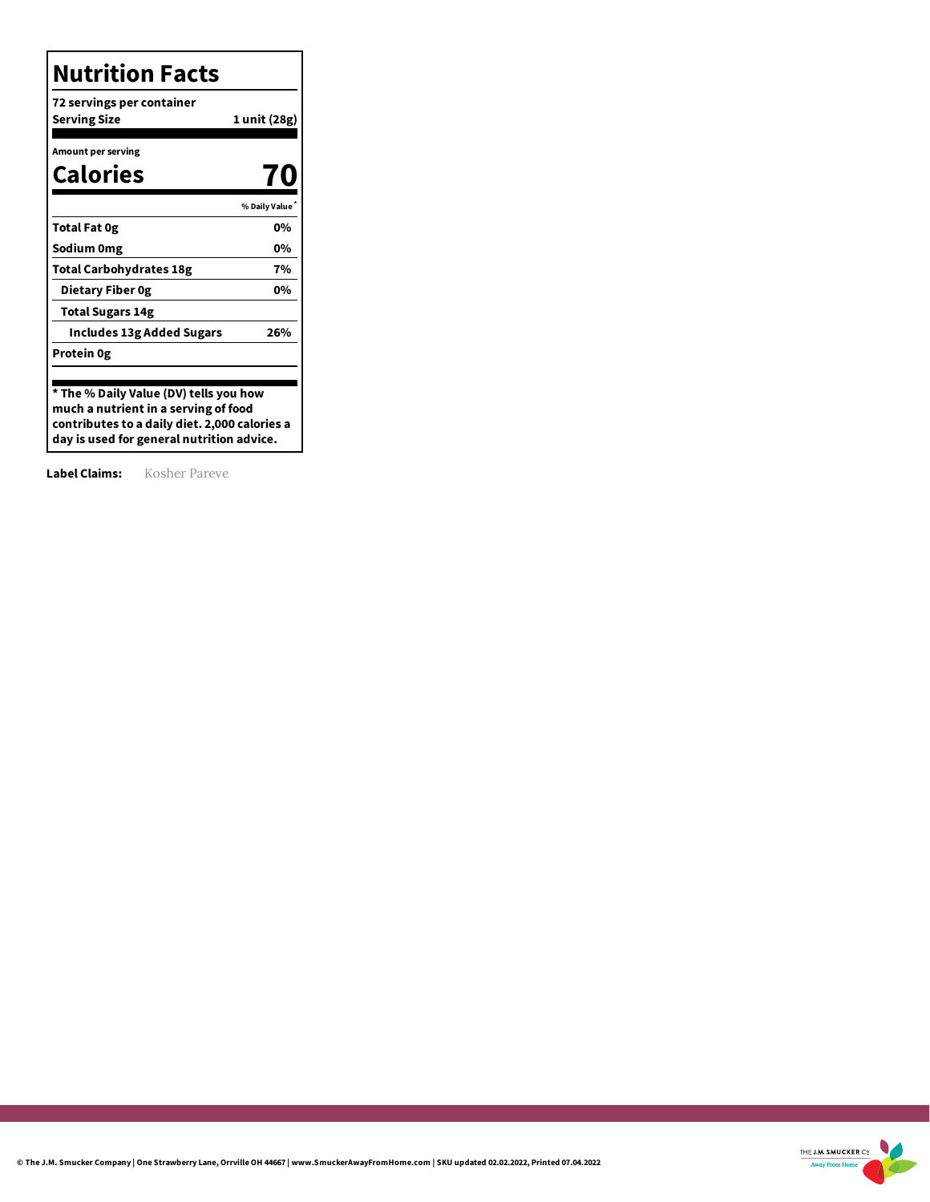# Nutrition Facts

**72 servings per container**

| | |
|---|---|
| **Serving Size** | **1 unit (28g)** |

**Amount per serving**

| | |
|---|---|
| **Calories** | **70** |

| | % Daily Value* |
|---|---|
| **Total Fat 0g** | **0%** |
| **Sodium 0mg** | **0%** |
| **Total Carbohydrates 18g** | **7%** |
| Dietary Fiber 0g | **0%** |
| Total Sugars 14g | |
| Includes 13g Added Sugars | **26%** |
| **Protein 0g** | |

* The % Daily Value (DV) tells you how much a nutrient in a serving of food contributes to a daily diet. 2,000 calories a day is used for general nutrition advice.

**Label Claims:** Kosher Pareve

© The J.M. Smucker Company | One Strawberry Lane, Orrville OH 44667 | www.SmuckerAwayFromHome.com | SKU updated 02.02.2022, Printed 07.04.2022

THE J.M. SMUCKER Co. Away From Home